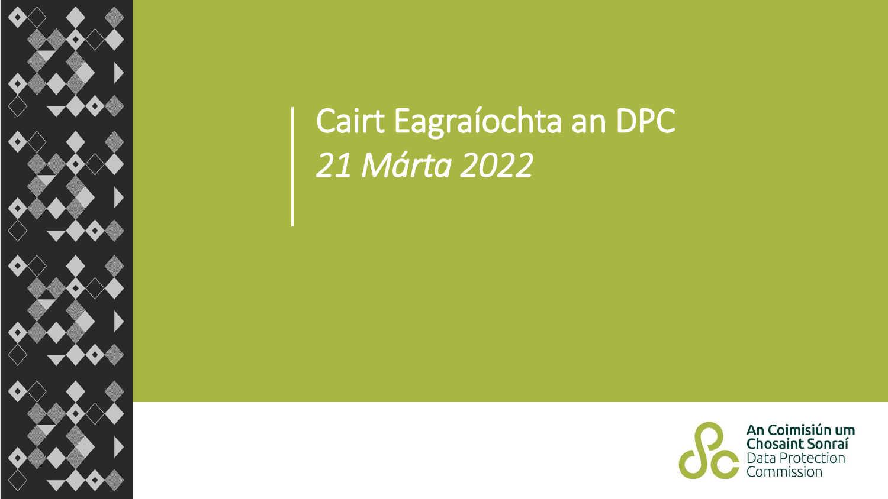# Cairt Eagraíochta an DPC

*21 Márta 2022*

**An Coimisiún um Chosaint Sonraí**
Data Protection Commission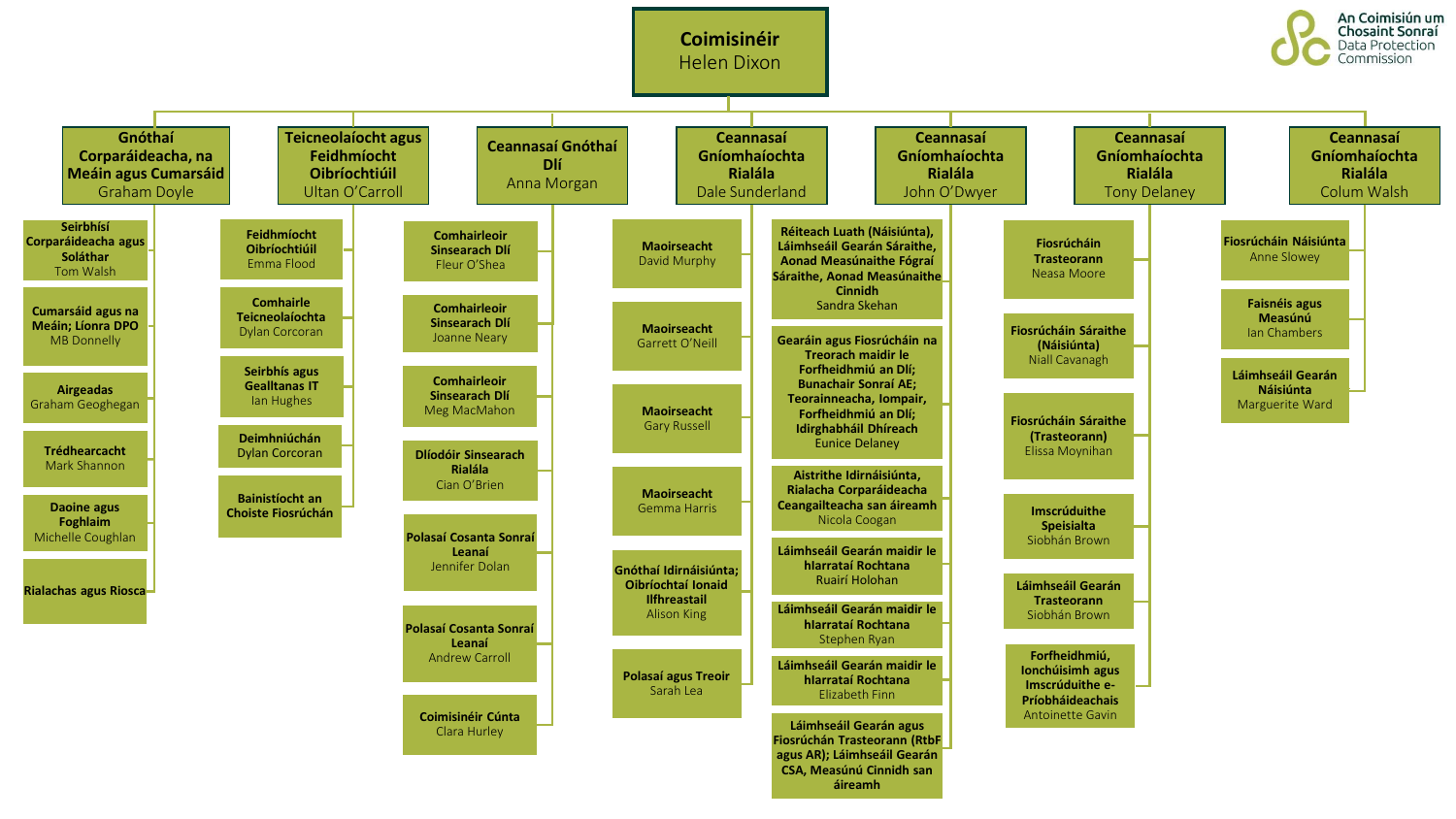# Coimisinéir
Helen Dixon

An Coimisiún um Chosaint Sonraí
Data Protection Commission

## Gnóthaí Corparáideacha, na Meáin agus Cumarsáid
Graham Doyle

- **Seirbhísí Corparáideacha agus Soláthar** – Tom Walsh
- **Cumarsáid agus na Meáin; Líonra DPO** – MB Donnelly
- **Airgeadas** – Graham Geoghegan
- **Trédhearcacht** – Mark Shannon
- **Daoine agus Foghlaim** – Michelle Coughlan
- **Rialachas agus Riosca**

## Teicneolaíocht agus Feidhmíocht Oibríochtúil
Ultan O'Carroll

- **Feidhmíocht Oibríochtúil** – Emma Flood
- **Comhairle Teicneolaíochta** – Dylan Corcoran
- **Seirbhís agus Gealltanas IT** – Ian Hughes
- **Deimhniúchán** – Dylan Corcoran
- **Bainistíocht an Choiste Fiosrúchán**

## Ceannasaí Gnóthaí Dlí
Anna Morgan

- **Comhairleoir Sinsearach Dlí** – Fleur O'Shea
- **Comhairleoir Sinsearach Dlí** – Joanne Neary
- **Comhairleoir Sinsearach Dlí** – Meg MacMahon
- **Dlíodóir Sinsearach Rialála** – Cian O'Brien
- **Polasaí Cosanta Sonraí Leanaí** – Jennifer Dolan
- **Polasaí Cosanta Sonraí Leanaí** – Andrew Carroll
- **Coimisinéir Cúnta** – Clara Hurley

## Ceannasaí Gníomhaíochta Rialála
Dale Sunderland

- **Maoirseacht** – David Murphy
- **Maoirseacht** – Garrett O'Neill
- **Maoirseacht** – Gary Russell
- **Maoirseacht** – Gemma Harris
- **Gnóthaí Idirnáisiúnta; Oibríochtaí Ionaid Ilfhreastail** – Alison King
- **Polasaí agus Treoir** – Sarah Lea

## Ceannasaí Gníomhaíochta Rialála
John O'Dwyer

- **Réiteach Luath (Náisiúnta), Láimhseáil Gearán Sáraithe, Aonad Measúnaithe Fógraí Sáraithe, Aonad Measúnaithe Cinnidh** – Sandra Skehan
- **Gearáin agus Fiosrúcháin na Treorach maidir le Forfheidhmiú an Dlí; Bunachair Sonraí AE; Teorainneacha, Iompair, Forfheidhmiú an Dlí; Idirghabháil Dhíreach** – Eunice Delaney
- **Aistrithe Idirnáisiúnta, Rialacha Corparáideacha Ceangailteacha san áireamh** – Nicola Coogan
- **Láimhseáil Gearán maidir le hIarrataí Rochtana** – Ruairí Holohan
- **Láimhseáil Gearán maidir le hIarrataí Rochtana** – Stephen Ryan
- **Láimhseáil Gearán maidir le hIarrataí Rochtana** – Elizabeth Finn
- **Láimhseáil Gearán agus Fiosrúchán Trasteorann (RtbF agus AR); Láimhseáil Gearán CSA, Measúnú Cinnidh san áireamh**

## Ceannasaí Gníomhaíochta Rialála
Tony Delaney

- **Fiosrúcháin Trasteorann** – Neasa Moore
- **Fiosrúcháin Sáraithe (Náisiúnta)** – Niall Cavanagh
- **Fiosrúcháin Sáraithe (Trasteorann)** – Elissa Moynihan
- **Imscrúduithe Speisialta** – Siobhán Brown
- **Láimhseáil Gearán Trasteorann** – Siobhán Brown
- **Forfheidhmiú, Ionchúisimh agus Imscrúduithe e-Príobháideachais** – Antoinette Gavin

## Ceannasaí Gníomhaíochta Rialála
Colum Walsh

- **Fiosrúcháin Náisiúnta** – Anne Slowey
- **Faisnéis agus Measúnú** – Ian Chambers
- **Láimhseáil Gearán Náisiúnta** – Marguerite Ward